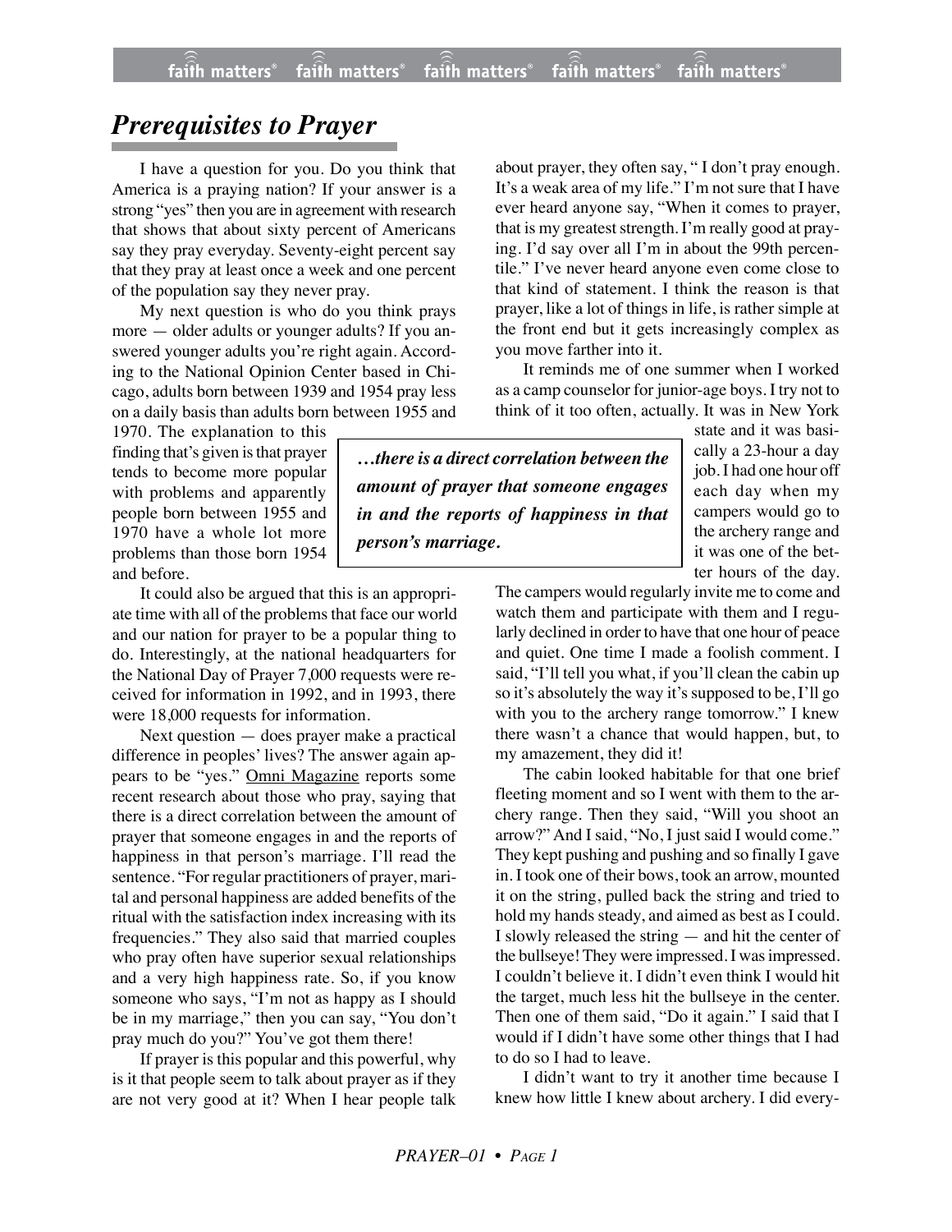# *Prerequisites to Prayer*

I have a question for you. Do you think that America is a praying nation? If your answer is a strong "yes" then you are in agreement with research that shows that about sixty percent of Americans say they pray everyday. Seventy-eight percent say that they pray at least once a week and one percent of the population say they never pray.

My next question is who do you think prays more — older adults or younger adults? If you answered younger adults you're right again. According to the National Opinion Center based in Chicago, adults born between 1939 and 1954 pray less on a daily basis than adults born between 1955 and 1970. The explanation to this finding that's given is that prayer tends to become more popular with problems and apparently people born between 1955 and 1970 have a whole lot more problems than those born 1954 and before.

> ***…there is a direct correlation between the amount of prayer that someone engages in and the reports of happiness in that person's marriage.***

It could also be argued that this is an appropriate time with all of the problems that face our world and our nation for prayer to be a popular thing to do. Interestingly, at the national headquarters for the National Day of Prayer 7,000 requests were received for information in 1992, and in 1993, there were 18,000 requests for information.

Next question — does prayer make a practical difference in peoples' lives? The answer again appears to be "yes." Omni Magazine reports some recent research about those who pray, saying that there is a direct correlation between the amount of prayer that someone engages in and the reports of happiness in that person's marriage. I'll read the sentence. "For regular practitioners of prayer, marital and personal happiness are added benefits of the ritual with the satisfaction index increasing with its frequencies." They also said that married couples who pray often have superior sexual relationships and a very high happiness rate. So, if you know someone who says, "I'm not as happy as I should be in my marriage," then you can say, "You don't pray much do you?" You've got them there!

If prayer is this popular and this powerful, why is it that people seem to talk about prayer as if they are not very good at it? When I hear people talk about prayer, they often say, " I don't pray enough. It's a weak area of my life." I'm not sure that I have ever heard anyone say, "When it comes to prayer, that is my greatest strength. I'm really good at praying. I'd say over all I'm in about the 99th percentile." I've never heard anyone even come close to that kind of statement. I think the reason is that prayer, like a lot of things in life, is rather simple at the front end but it gets increasingly complex as you move farther into it.

It reminds me of one summer when I worked as a camp counselor for junior-age boys. I try not to think of it too often, actually. It was in New York state and it was basically a 23-hour a day job. I had one hour off each day when my campers would go to the archery range and it was one of the better hours of the day. The campers would regularly invite me to come and watch them and participate with them and I regularly declined in order to have that one hour of peace and quiet. One time I made a foolish comment. I said, "I'll tell you what, if you'll clean the cabin up so it's absolutely the way it's supposed to be, I'll go with you to the archery range tomorrow." I knew there wasn't a chance that would happen, but, to my amazement, they did it!

The cabin looked habitable for that one brief fleeting moment and so I went with them to the archery range. Then they said, "Will you shoot an arrow?" And I said, "No, I just said I would come." They kept pushing and pushing and so finally I gave in. I took one of their bows, took an arrow, mounted it on the string, pulled back the string and tried to hold my hands steady, and aimed as best as I could. I slowly released the string — and hit the center of the bullseye! They were impressed. I was impressed. I couldn't believe it. I didn't even think I would hit the target, much less hit the bullseye in the center. Then one of them said, "Do it again." I said that I would if I didn't have some other things that I had to do so I had to leave.

I didn't want to try it another time because I knew how little I knew about archery. I did every-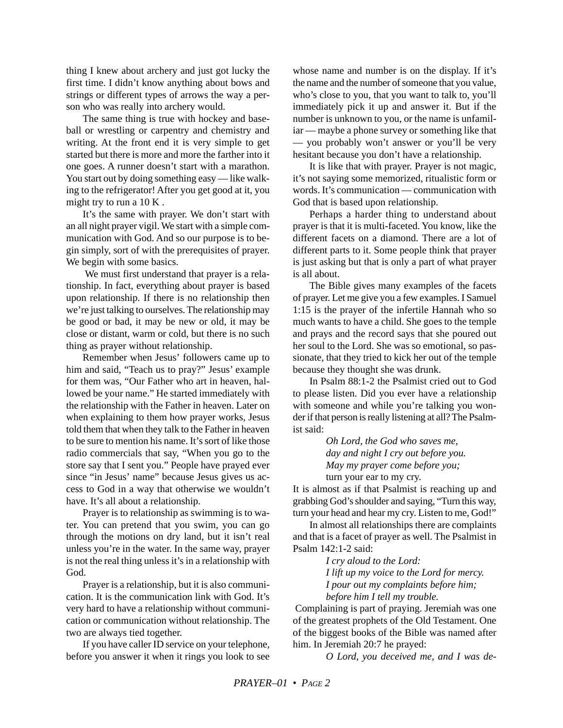thing I knew about archery and just got lucky the first time. I didn't know anything about bows and strings or different types of arrows the way a person who was really into archery would.

The same thing is true with hockey and baseball or wrestling or carpentry and chemistry and writing. At the front end it is very simple to get started but there is more and more the farther into it one goes. A runner doesn't start with a marathon. You start out by doing something easy — like walking to the refrigerator! After you get good at it, you might try to run a 10 K .

It's the same with prayer. We don't start with an all night prayer vigil. We start with a simple communication with God. And so our purpose is to begin simply, sort of with the prerequisites of prayer. We begin with some basics.

We must first understand that prayer is a relationship. In fact, everything about prayer is based upon relationship. If there is no relationship then we're just talking to ourselves. The relationship may be good or bad, it may be new or old, it may be close or distant, warm or cold, but there is no such thing as prayer without relationship.

Remember when Jesus' followers came up to him and said, "Teach us to pray?" Jesus' example for them was, "Our Father who art in heaven, hallowed be your name." He started immediately with the relationship with the Father in heaven. Later on when explaining to them how prayer works, Jesus told them that when they talk to the Father in heaven to be sure to mention his name. It's sort of like those radio commercials that say, "When you go to the store say that I sent you." People have prayed ever since "in Jesus' name" because Jesus gives us access to God in a way that otherwise we wouldn't have. It's all about a relationship.

Prayer is to relationship as swimming is to water. You can pretend that you swim, you can go through the motions on dry land, but it isn't real unless you're in the water. In the same way, prayer is not the real thing unless it's in a relationship with God.

Prayer is a relationship, but it is also communication. It is the communication link with God. It's very hard to have a relationship without communication or communication without relationship. The two are always tied together.

If you have caller ID service on your telephone, before you answer it when it rings you look to see whose name and number is on the display. If it's the name and the number of someone that you value, who's close to you, that you want to talk to, you'll immediately pick it up and answer it. But if the number is unknown to you, or the name is unfamiliar — maybe a phone survey or something like that — you probably won't answer or you'll be very hesitant because you don't have a relationship.

It is like that with prayer. Prayer is not magic, it's not saying some memorized, ritualistic form or words. It's communication — communication with God that is based upon relationship.

Perhaps a harder thing to understand about prayer is that it is multi-faceted. You know, like the different facets on a diamond. There are a lot of different parts to it. Some people think that prayer is just asking but that is only a part of what prayer is all about.

The Bible gives many examples of the facets of prayer. Let me give you a few examples. I Samuel 1:15 is the prayer of the infertile Hannah who so much wants to have a child. She goes to the temple and prays and the record says that she poured out her soul to the Lord. She was so emotional, so passionate, that they tried to kick her out of the temple because they thought she was drunk.

In Psalm 88:1-2 the Psalmist cried out to God to please listen. Did you ever have a relationship with someone and while you're talking you wonder if that person is really listening at all? The Psalmist said:

> *Oh Lord, the God who saves me,*
> *day and night I cry out before you.*
> *May my prayer come before you;*
> turn your ear to my cry.

It is almost as if that Psalmist is reaching up and grabbing God's shoulder and saying, "Turn this way, turn your head and hear my cry. Listen to me, God!"

In almost all relationships there are complaints and that is a facet of prayer as well. The Psalmist in Psalm 142:1-2 said:

> *I cry aloud to the Lord:*
> *I lift up my voice to the Lord for mercy.*
> *I pour out my complaints before him;*
> *before him I tell my trouble.*

Complaining is part of praying. Jeremiah was one of the greatest prophets of the Old Testament. One of the biggest books of the Bible was named after him. In Jeremiah 20:7 he prayed:

> *O Lord, you deceived me, and I was de-*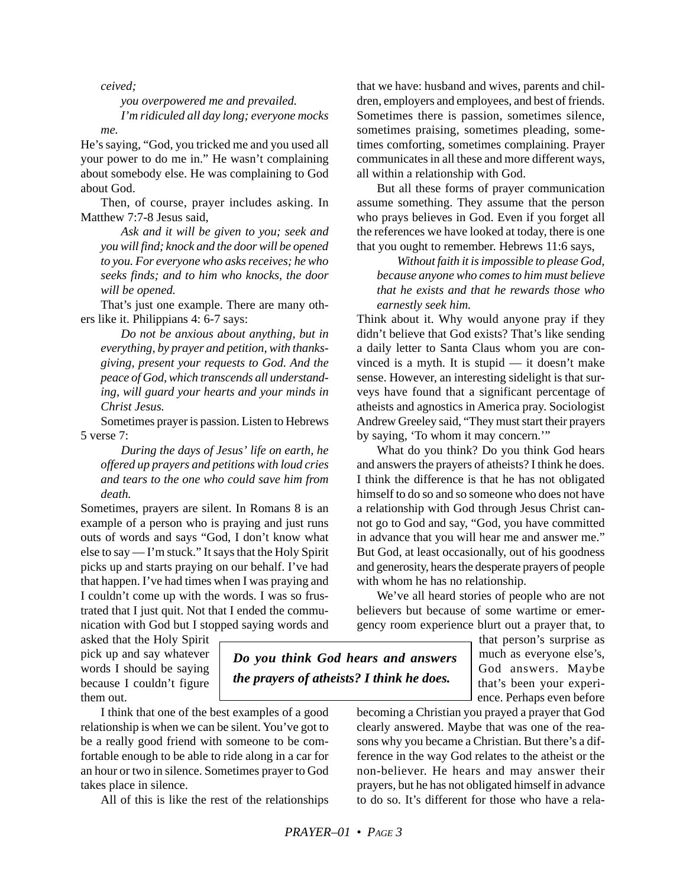*ceived;*

*you overpowered me and prevailed.*

*I'm ridiculed all day long; everyone mocks me.*

He's saying, "God, you tricked me and you used all your power to do me in." He wasn't complaining about somebody else. He was complaining to God about God.

Then, of course, prayer includes asking. In Matthew 7:7-8 Jesus said,

> *Ask and it will be given to you; seek and you will find; knock and the door will be opened to you. For everyone who asks receives; he who seeks finds; and to him who knocks, the door will be opened.*

That's just one example. There are many others like it. Philippians 4: 6-7 says:

> *Do not be anxious about anything, but in everything, by prayer and petition, with thanksgiving, present your requests to God. And the peace of God, which transcends all understanding, will guard your hearts and your minds in Christ Jesus.*

Sometimes prayer is passion. Listen to Hebrews 5 verse 7:

> *During the days of Jesus' life on earth, he offered up prayers and petitions with loud cries and tears to the one who could save him from death.*

Sometimes, prayers are silent. In Romans 8 is an example of a person who is praying and just runs outs of words and says "God, I don't know what else to say — I'm stuck." It says that the Holy Spirit picks up and starts praying on our behalf. I've had that happen. I've had times when I was praying and I couldn't come up with the words. I was so frustrated that I just quit. Not that I ended the communication with God but I stopped saying words and asked that the Holy Spirit pick up and say whatever words I should be saying because I couldn't figure them out.

I think that one of the best examples of a good relationship is when we can be silent. You've got to be a really good friend with someone to be comfortable enough to be able to ride along in a car for an hour or two in silence. Sometimes prayer to God takes place in silence.

All of this is like the rest of the relationships that we have: husband and wives, parents and children, employers and employees, and best of friends. Sometimes there is passion, sometimes silence, sometimes praising, sometimes pleading, sometimes comforting, sometimes complaining. Prayer communicates in all these and more different ways, all within a relationship with God.

But all these forms of prayer communication assume something. They assume that the person who prays believes in God. Even if you forget all the references we have looked at today, there is one that you ought to remember. Hebrews 11:6 says,

> *Without faith it is impossible to please God, because anyone who comes to him must believe that he exists and that he rewards those who earnestly seek him.*

Think about it. Why would anyone pray if they didn't believe that God exists? That's like sending a daily letter to Santa Claus whom you are convinced is a myth. It is stupid — it doesn't make sense. However, an interesting sidelight is that surveys have found that a significant percentage of atheists and agnostics in America pray. Sociologist Andrew Greeley said, "They must start their prayers by saying, 'To whom it may concern.'"

What do you think? Do you think God hears and answers the prayers of atheists? I think he does. I think the difference is that he has not obligated himself to do so and so someone who does not have a relationship with God through Jesus Christ cannot go to God and say, "God, you have committed in advance that you will hear me and answer me." But God, at least occasionally, out of his goodness and generosity, hears the desperate prayers of people with whom he has no relationship.

We've all heard stories of people who are not believers but because of some wartime or emergency room experience blurt out a prayer that, to that person's surprise as much as everyone else's, God answers. Maybe that's been your experience. Perhaps even before becoming a Christian you prayed a prayer that God clearly answered. Maybe that was one of the reasons why you became a Christian. But there's a difference in the way God relates to the atheist or the non-believer. He hears and may answer their prayers, but he has not obligated himself in advance to do so. It's different for those who have a rela-

> ***Do you think God hears and answers the prayers of atheists? I think he does.***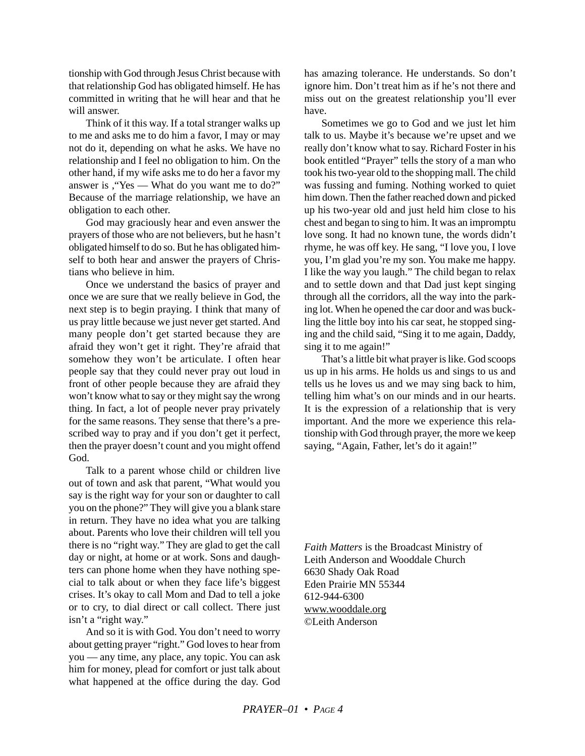tionship with God through Jesus Christ because with that relationship God has obligated himself. He has committed in writing that he will hear and that he will answer.

Think of it this way. If a total stranger walks up to me and asks me to do him a favor, I may or may not do it, depending on what he asks. We have no relationship and I feel no obligation to him. On the other hand, if my wife asks me to do her a favor my answer is ,"Yes — What do you want me to do?" Because of the marriage relationship, we have an obligation to each other.

God may graciously hear and even answer the prayers of those who are not believers, but he hasn't obligated himself to do so. But he has obligated himself to both hear and answer the prayers of Christians who believe in him.

Once we understand the basics of prayer and once we are sure that we really believe in God, the next step is to begin praying. I think that many of us pray little because we just never get started. And many people don't get started because they are afraid they won't get it right. They're afraid that somehow they won't be articulate. I often hear people say that they could never pray out loud in front of other people because they are afraid they won't know what to say or they might say the wrong thing. In fact, a lot of people never pray privately for the same reasons. They sense that there's a prescribed way to pray and if you don't get it perfect, then the prayer doesn't count and you might offend God.

Talk to a parent whose child or children live out of town and ask that parent, "What would you say is the right way for your son or daughter to call you on the phone?" They will give you a blank stare in return. They have no idea what you are talking about. Parents who love their children will tell you there is no "right way." They are glad to get the call day or night, at home or at work. Sons and daughters can phone home when they have nothing special to talk about or when they face life's biggest crises. It's okay to call Mom and Dad to tell a joke or to cry, to dial direct or call collect. There just isn't a "right way."

And so it is with God. You don't need to worry about getting prayer "right." God loves to hear from you — any time, any place, any topic. You can ask him for money, plead for comfort or just talk about what happened at the office during the day. God has amazing tolerance. He understands. So don't ignore him. Don't treat him as if he's not there and miss out on the greatest relationship you'll ever have.

Sometimes we go to God and we just let him talk to us. Maybe it's because we're upset and we really don't know what to say. Richard Foster in his book entitled "Prayer" tells the story of a man who took his two-year old to the shopping mall. The child was fussing and fuming. Nothing worked to quiet him down. Then the father reached down and picked up his two-year old and just held him close to his chest and began to sing to him. It was an impromptu love song. It had no known tune, the words didn't rhyme, he was off key. He sang, "I love you, I love you, I'm glad you're my son. You make me happy. I like the way you laugh." The child began to relax and to settle down and that Dad just kept singing through all the corridors, all the way into the parking lot. When he opened the car door and was buckling the little boy into his car seat, he stopped singing and the child said, "Sing it to me again, Daddy, sing it to me again!"

That's a little bit what prayer is like. God scoops us up in his arms. He holds us and sings to us and tells us he loves us and we may sing back to him, telling him what's on our minds and in our hearts. It is the expression of a relationship that is very important. And the more we experience this relationship with God through prayer, the more we keep saying, "Again, Father, let's do it again!"

*Faith Matters* is the Broadcast Ministry of
Leith Anderson and Wooddale Church
6630 Shady Oak Road
Eden Prairie MN 55344
612-944-6300
www.wooddale.org
©Leith Anderson